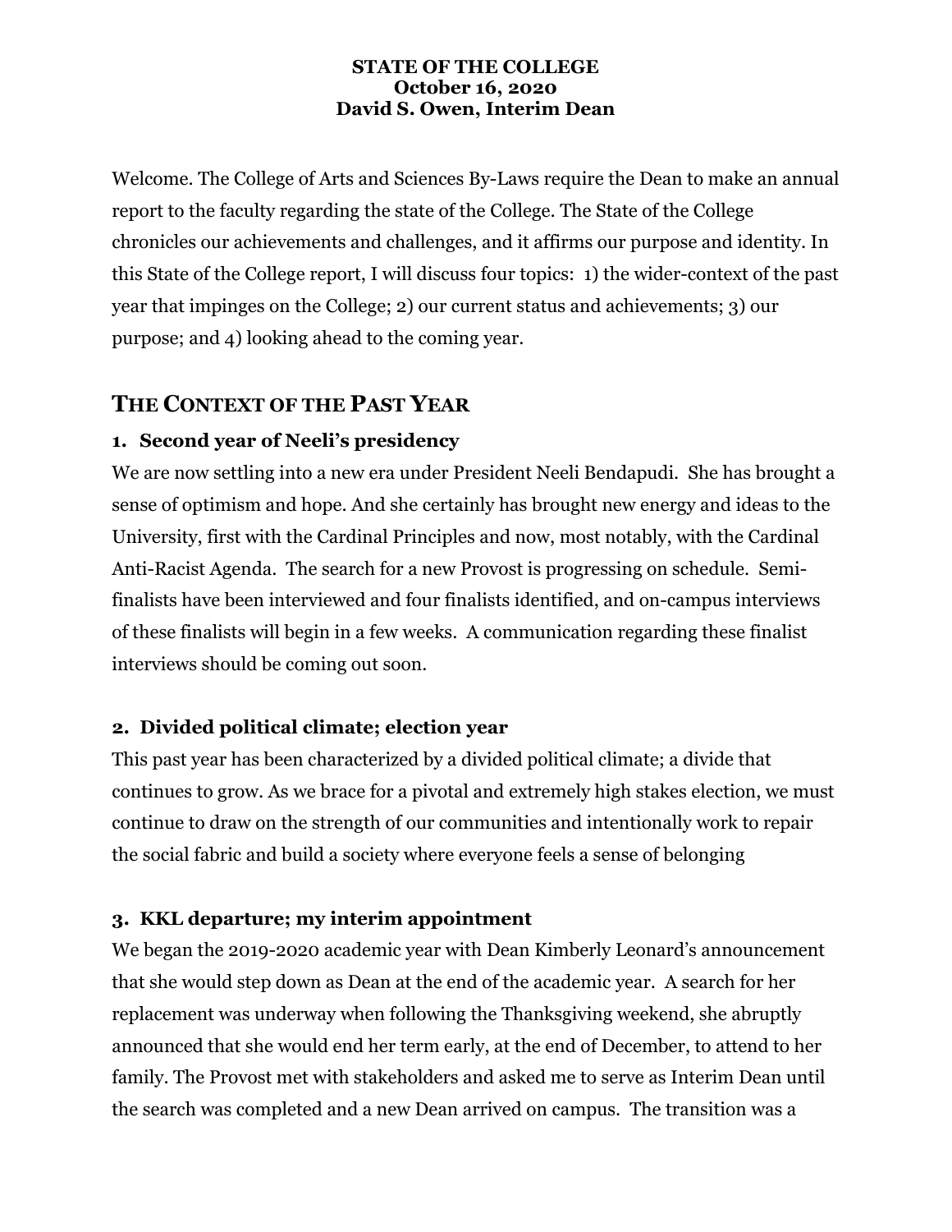**STATE OF THE COLLEGE**
**October 16, 2020**
**David S. Owen, Interim Dean**

Welcome. The College of Arts and Sciences By-Laws require the Dean to make an annual report to the faculty regarding the state of the College. The State of the College chronicles our achievements and challenges, and it affirms our purpose and identity. In this State of the College report, I will discuss four topics: 1) the wider-context of the past year that impinges on the College; 2) our current status and achievements; 3) our purpose; and 4) looking ahead to the coming year.

## THE CONTEXT OF THE PAST YEAR

### 1. Second year of Neeli's presidency

We are now settling into a new era under President Neeli Bendapudi. She has brought a sense of optimism and hope. And she certainly has brought new energy and ideas to the University, first with the Cardinal Principles and now, most notably, with the Cardinal Anti-Racist Agenda. The search for a new Provost is progressing on schedule. Semi-finalists have been interviewed and four finalists identified, and on-campus interviews of these finalists will begin in a few weeks. A communication regarding these finalist interviews should be coming out soon.

### 2. Divided political climate; election year

This past year has been characterized by a divided political climate; a divide that continues to grow. As we brace for a pivotal and extremely high stakes election, we must continue to draw on the strength of our communities and intentionally work to repair the social fabric and build a society where everyone feels a sense of belonging

### 3. KKL departure; my interim appointment

We began the 2019-2020 academic year with Dean Kimberly Leonard's announcement that she would step down as Dean at the end of the academic year. A search for her replacement was underway when following the Thanksgiving weekend, she abruptly announced that she would end her term early, at the end of December, to attend to her family. The Provost met with stakeholders and asked me to serve as Interim Dean until the search was completed and a new Dean arrived on campus. The transition was a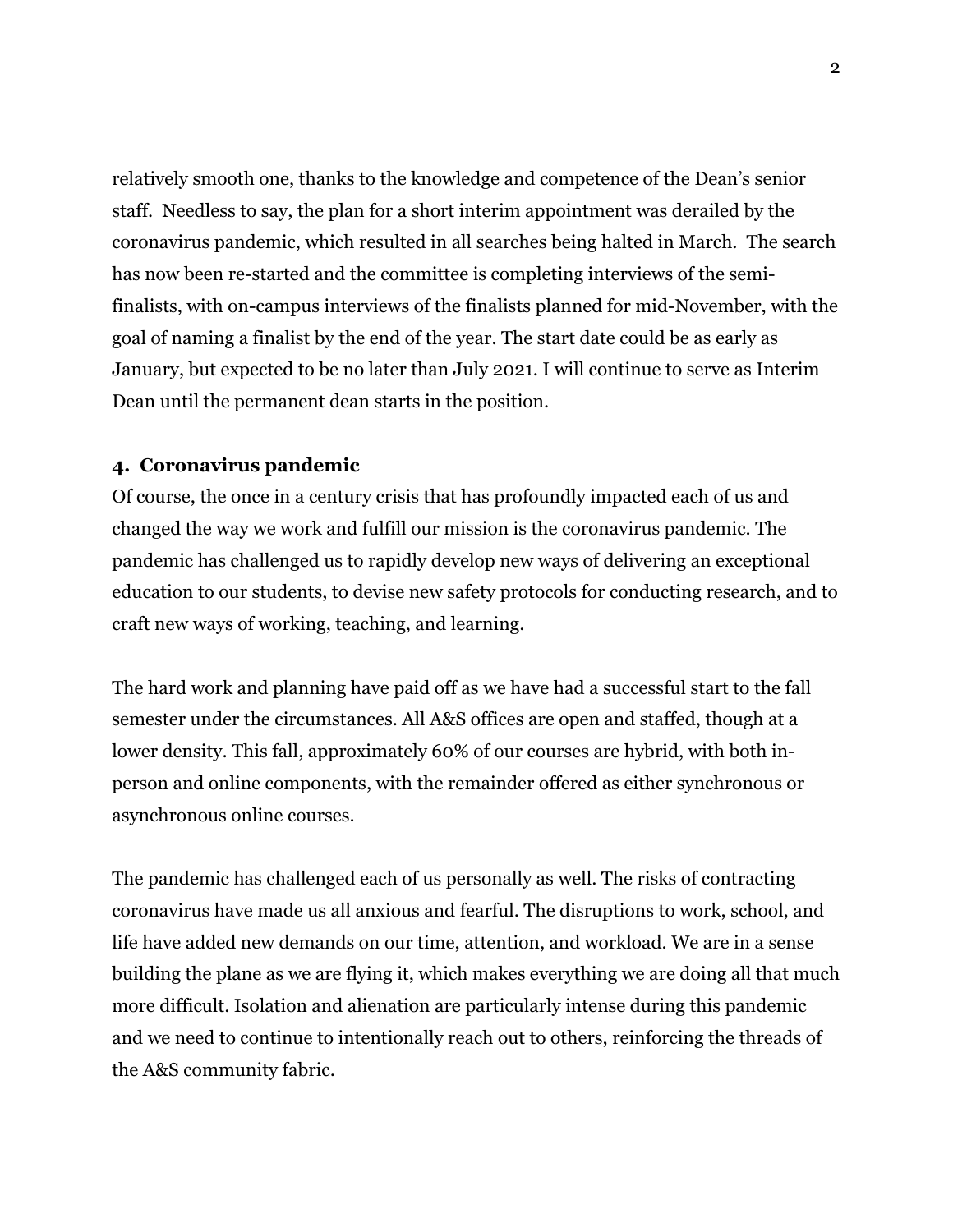relatively smooth one, thanks to the knowledge and competence of the Dean's senior staff. Needless to say, the plan for a short interim appointment was derailed by the coronavirus pandemic, which resulted in all searches being halted in March. The search has now been re-started and the committee is completing interviews of the semi-finalists, with on-campus interviews of the finalists planned for mid-November, with the goal of naming a finalist by the end of the year. The start date could be as early as January, but expected to be no later than July 2021. I will continue to serve as Interim Dean until the permanent dean starts in the position.

### 4. Coronavirus pandemic

Of course, the once in a century crisis that has profoundly impacted each of us and changed the way we work and fulfill our mission is the coronavirus pandemic. The pandemic has challenged us to rapidly develop new ways of delivering an exceptional education to our students, to devise new safety protocols for conducting research, and to craft new ways of working, teaching, and learning.

The hard work and planning have paid off as we have had a successful start to the fall semester under the circumstances. All A&S offices are open and staffed, though at a lower density. This fall, approximately 60% of our courses are hybrid, with both in-person and online components, with the remainder offered as either synchronous or asynchronous online courses.

The pandemic has challenged each of us personally as well. The risks of contracting coronavirus have made us all anxious and fearful. The disruptions to work, school, and life have added new demands on our time, attention, and workload. We are in a sense building the plane as we are flying it, which makes everything we are doing all that much more difficult. Isolation and alienation are particularly intense during this pandemic and we need to continue to intentionally reach out to others, reinforcing the threads of the A&S community fabric.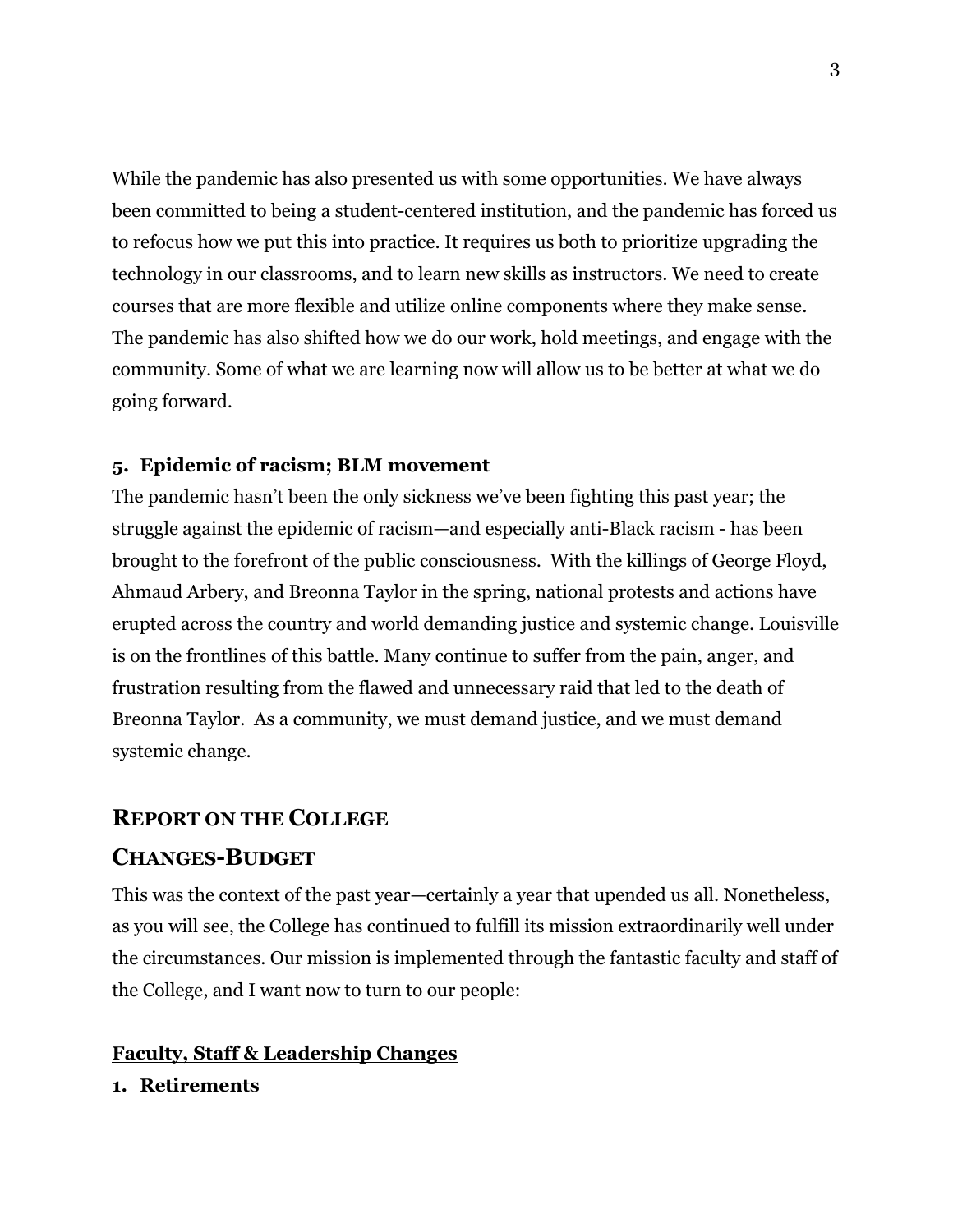While the pandemic has also presented us with some opportunities. We have always been committed to being a student-centered institution, and the pandemic has forced us to refocus how we put this into practice. It requires us both to prioritize upgrading the technology in our classrooms, and to learn new skills as instructors. We need to create courses that are more flexible and utilize online components where they make sense. The pandemic has also shifted how we do our work, hold meetings, and engage with the community. Some of what we are learning now will allow us to be better at what we do going forward.

**5. Epidemic of racism; BLM movement**

The pandemic hasn't been the only sickness we've been fighting this past year; the struggle against the epidemic of racism—and especially anti-Black racism - has been brought to the forefront of the public consciousness. With the killings of George Floyd, Ahmaud Arbery, and Breonna Taylor in the spring, national protests and actions have erupted across the country and world demanding justice and systemic change. Louisville is on the frontlines of this battle. Many continue to suffer from the pain, anger, and frustration resulting from the flawed and unnecessary raid that led to the death of Breonna Taylor. As a community, we must demand justice, and we must demand systemic change.

## REPORT ON THE COLLEGE

## CHANGES-BUDGET

This was the context of the past year—certainly a year that upended us all. Nonetheless, as you will see, the College has continued to fulfill its mission extraordinarily well under the circumstances. Our mission is implemented through the fantastic faculty and staff of the College, and I want now to turn to our people:

### Faculty, Staff & Leadership Changes

**1. Retirements**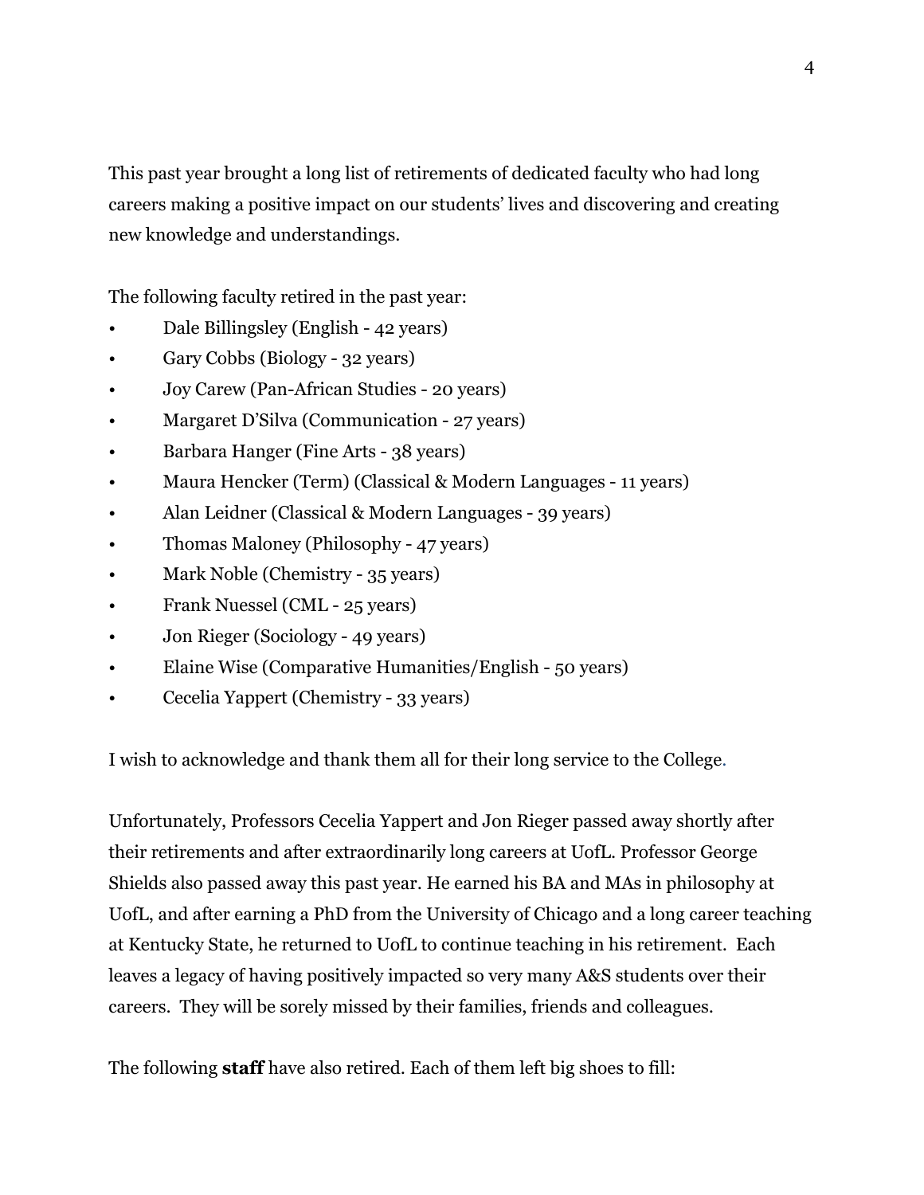This past year brought a long list of retirements of dedicated faculty who had long careers making a positive impact on our students' lives and discovering and creating new knowledge and understandings.

The following faculty retired in the past year:

- Dale Billingsley (English - 42 years)
- Gary Cobbs (Biology - 32 years)
- Joy Carew (Pan-African Studies - 20 years)
- Margaret D'Silva (Communication - 27 years)
- Barbara Hanger (Fine Arts - 38 years)
- Maura Hencker (Term) (Classical & Modern Languages - 11 years)
- Alan Leidner (Classical & Modern Languages - 39 years)
- Thomas Maloney (Philosophy - 47 years)
- Mark Noble (Chemistry - 35 years)
- Frank Nuessel (CML - 25 years)
- Jon Rieger (Sociology - 49 years)
- Elaine Wise (Comparative Humanities/English - 50 years)
- Cecelia Yappert (Chemistry - 33 years)

I wish to acknowledge and thank them all for their long service to the College.

Unfortunately, Professors Cecelia Yappert and Jon Rieger passed away shortly after their retirements and after extraordinarily long careers at UofL. Professor George Shields also passed away this past year. He earned his BA and MAs in philosophy at UofL, and after earning a PhD from the University of Chicago and a long career teaching at Kentucky State, he returned to UofL to continue teaching in his retirement. Each leaves a legacy of having positively impacted so very many A&S students over their careers. They will be sorely missed by their families, friends and colleagues.

The following **staff** have also retired. Each of them left big shoes to fill: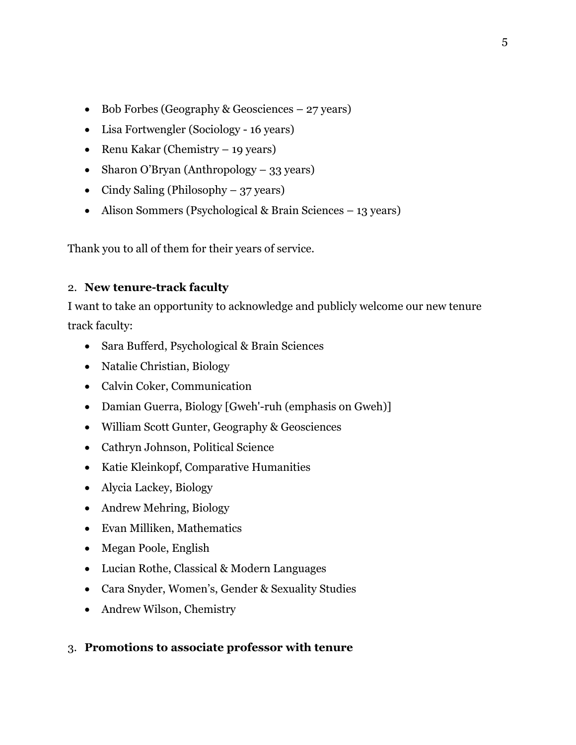- Bob Forbes (Geography & Geosciences – 27 years)
- Lisa Fortwengler (Sociology - 16 years)
- Renu Kakar (Chemistry – 19 years)
- Sharon O'Bryan (Anthropology – 33 years)
- Cindy Saling (Philosophy – 37 years)
- Alison Sommers (Psychological & Brain Sciences – 13 years)

Thank you to all of them for their years of service.

2. **New tenure-track faculty**

I want to take an opportunity to acknowledge and publicly welcome our new tenure track faculty:

- Sara Bufferd, Psychological & Brain Sciences
- Natalie Christian, Biology
- Calvin Coker, Communication
- Damian Guerra, Biology [Gweh'-ruh (emphasis on Gweh)]
- William Scott Gunter, Geography & Geosciences
- Cathryn Johnson, Political Science
- Katie Kleinkopf, Comparative Humanities
- Alycia Lackey, Biology
- Andrew Mehring, Biology
- Evan Milliken, Mathematics
- Megan Poole, English
- Lucian Rothe, Classical & Modern Languages
- Cara Snyder, Women's, Gender & Sexuality Studies
- Andrew Wilson, Chemistry

3. **Promotions to associate professor with tenure**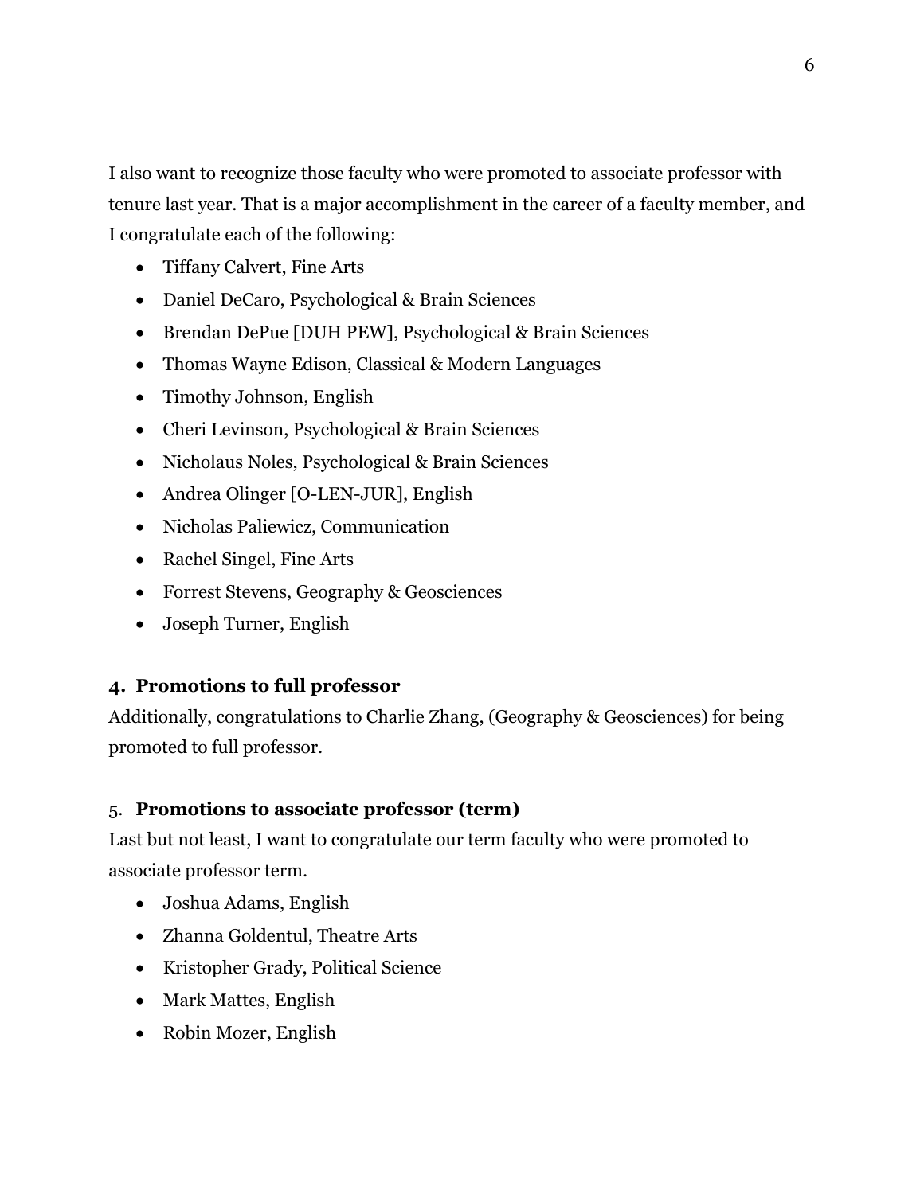I also want to recognize those faculty who were promoted to associate professor with tenure last year. That is a major accomplishment in the career of a faculty member, and I congratulate each of the following:

- Tiffany Calvert, Fine Arts
- Daniel DeCaro, Psychological & Brain Sciences
- Brendan DePue [DUH PEW], Psychological & Brain Sciences
- Thomas Wayne Edison, Classical & Modern Languages
- Timothy Johnson, English
- Cheri Levinson, Psychological & Brain Sciences
- Nicholaus Noles, Psychological & Brain Sciences
- Andrea Olinger [O-LEN-JUR], English
- Nicholas Paliewicz, Communication
- Rachel Singel, Fine Arts
- Forrest Stevens, Geography & Geosciences
- Joseph Turner, English

### 4. Promotions to full professor

Additionally, congratulations to Charlie Zhang, (Geography & Geosciences) for being promoted to full professor.

### 5. Promotions to associate professor (term)

Last but not least, I want to congratulate our term faculty who were promoted to associate professor term.

- Joshua Adams, English
- Zhanna Goldentul, Theatre Arts
- Kristopher Grady, Political Science
- Mark Mattes, English
- Robin Mozer, English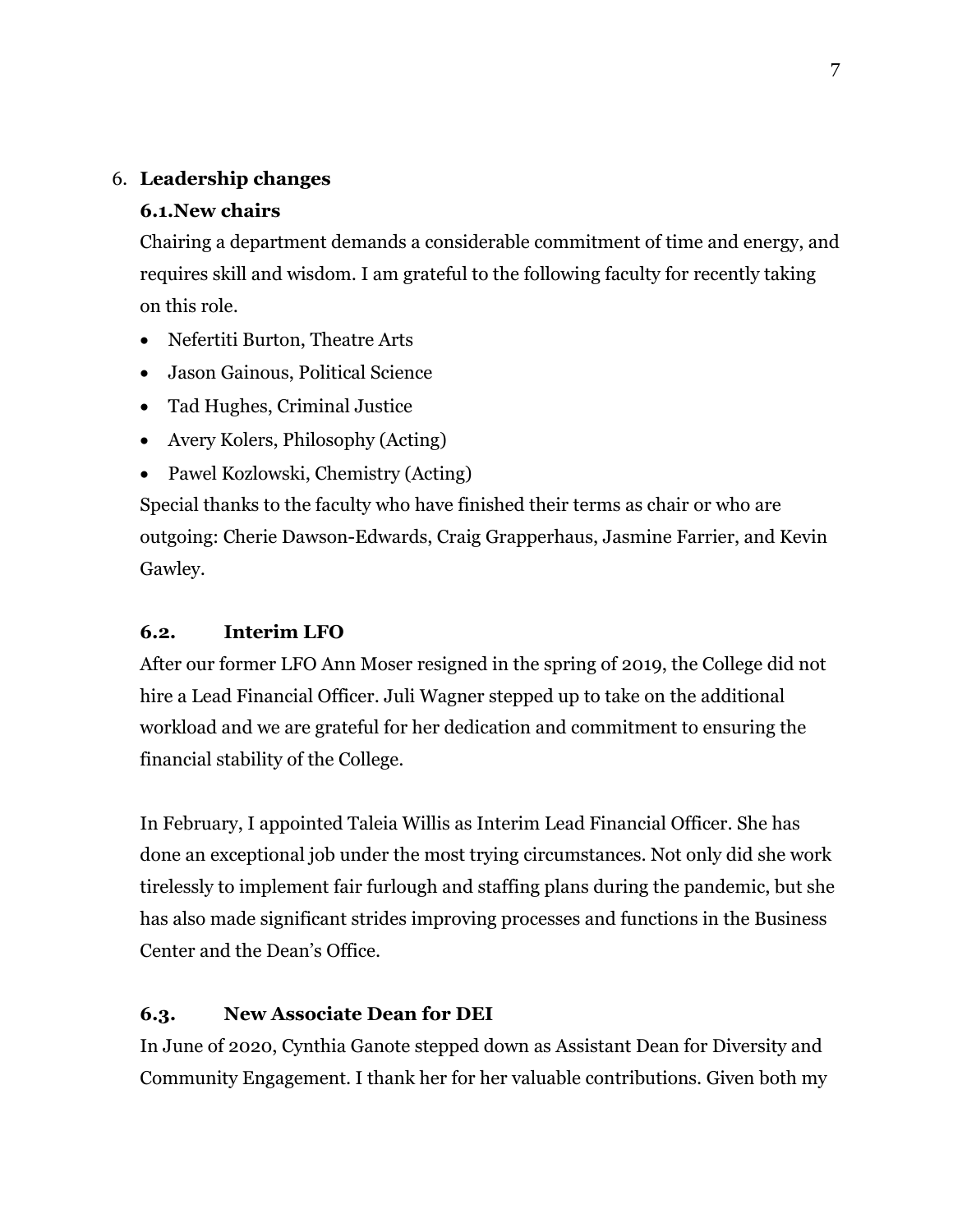## 6. Leadership changes

### 6.1. New chairs

Chairing a department demands a considerable commitment of time and energy, and requires skill and wisdom. I am grateful to the following faculty for recently taking on this role.

- Nefertiti Burton, Theatre Arts
- Jason Gainous, Political Science
- Tad Hughes, Criminal Justice
- Avery Kolers, Philosophy (Acting)
- Pawel Kozlowski, Chemistry (Acting)

Special thanks to the faculty who have finished their terms as chair or who are outgoing: Cherie Dawson-Edwards, Craig Grapperhaus, Jasmine Farrier, and Kevin Gawley.

### 6.2. Interim LFO

After our former LFO Ann Moser resigned in the spring of 2019, the College did not hire a Lead Financial Officer. Juli Wagner stepped up to take on the additional workload and we are grateful for her dedication and commitment to ensuring the financial stability of the College.

In February, I appointed Taleia Willis as Interim Lead Financial Officer. She has done an exceptional job under the most trying circumstances. Not only did she work tirelessly to implement fair furlough and staffing plans during the pandemic, but she has also made significant strides improving processes and functions in the Business Center and the Dean's Office.

### 6.3. New Associate Dean for DEI

In June of 2020, Cynthia Ganote stepped down as Assistant Dean for Diversity and Community Engagement. I thank her for her valuable contributions. Given both my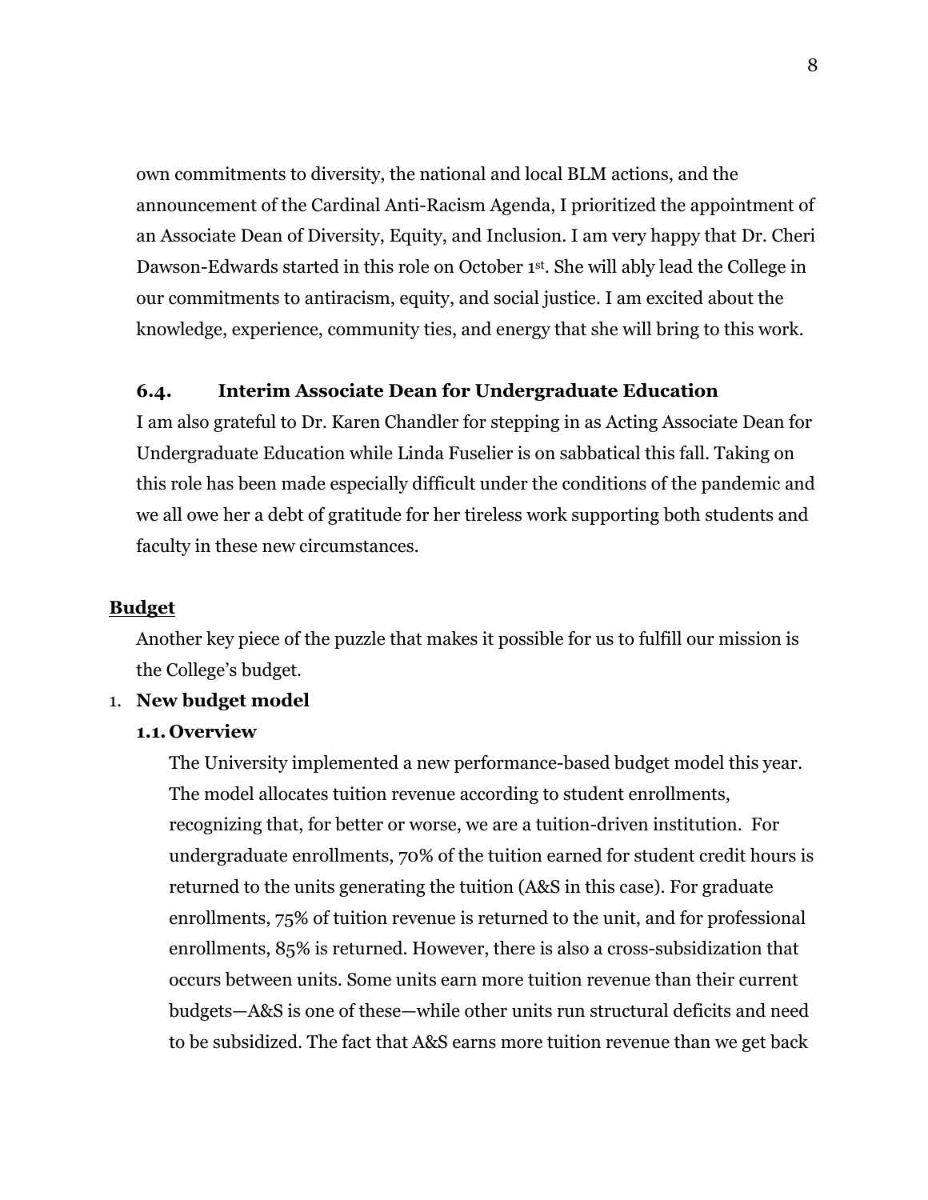own commitments to diversity, the national and local BLM actions, and the announcement of the Cardinal Anti-Racism Agenda, I prioritized the appointment of an Associate Dean of Diversity, Equity, and Inclusion. I am very happy that Dr. Cheri Dawson-Edwards started in this role on October 1st. She will ably lead the College in our commitments to antiracism, equity, and social justice. I am excited about the knowledge, experience, community ties, and energy that she will bring to this work.

### 6.4. Interim Associate Dean for Undergraduate Education

I am also grateful to Dr. Karen Chandler for stepping in as Acting Associate Dean for Undergraduate Education while Linda Fuselier is on sabbatical this fall. Taking on this role has been made especially difficult under the conditions of the pandemic and we all owe her a debt of gratitude for her tireless work supporting both students and faculty in these new circumstances.

## Budget

Another key piece of the puzzle that makes it possible for us to fulfill our mission is the College's budget.

1. **New budget model**

**1.1. Overview**

The University implemented a new performance-based budget model this year. The model allocates tuition revenue according to student enrollments, recognizing that, for better or worse, we are a tuition-driven institution. For undergraduate enrollments, 70% of the tuition earned for student credit hours is returned to the units generating the tuition (A&S in this case). For graduate enrollments, 75% of tuition revenue is returned to the unit, and for professional enrollments, 85% is returned. However, there is also a cross-subsidization that occurs between units. Some units earn more tuition revenue than their current budgets—A&S is one of these—while other units run structural deficits and need to be subsidized. The fact that A&S earns more tuition revenue than we get back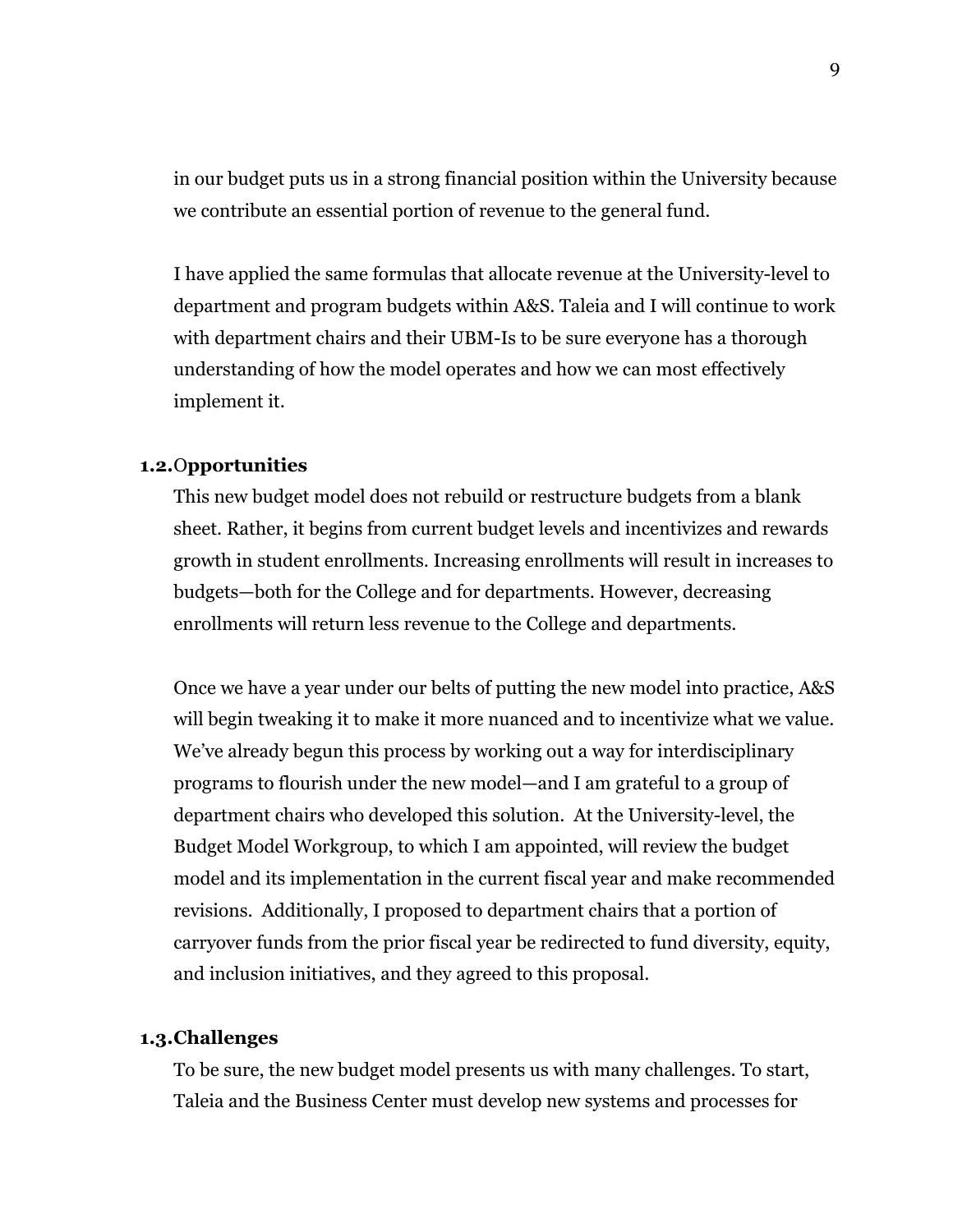in our budget puts us in a strong financial position within the University because we contribute an essential portion of revenue to the general fund.

I have applied the same formulas that allocate revenue at the University-level to department and program budgets within A&S. Taleia and I will continue to work with department chairs and their UBM-Is to be sure everyone has a thorough understanding of how the model operates and how we can most effectively implement it.

### 1.2. Opportunities

This new budget model does not rebuild or restructure budgets from a blank sheet. Rather, it begins from current budget levels and incentivizes and rewards growth in student enrollments. Increasing enrollments will result in increases to budgets—both for the College and for departments. However, decreasing enrollments will return less revenue to the College and departments.

Once we have a year under our belts of putting the new model into practice, A&S will begin tweaking it to make it more nuanced and to incentivize what we value. We've already begun this process by working out a way for interdisciplinary programs to flourish under the new model—and I am grateful to a group of department chairs who developed this solution. At the University-level, the Budget Model Workgroup, to which I am appointed, will review the budget model and its implementation in the current fiscal year and make recommended revisions. Additionally, I proposed to department chairs that a portion of carryover funds from the prior fiscal year be redirected to fund diversity, equity, and inclusion initiatives, and they agreed to this proposal.

### 1.3. Challenges

To be sure, the new budget model presents us with many challenges. To start, Taleia and the Business Center must develop new systems and processes for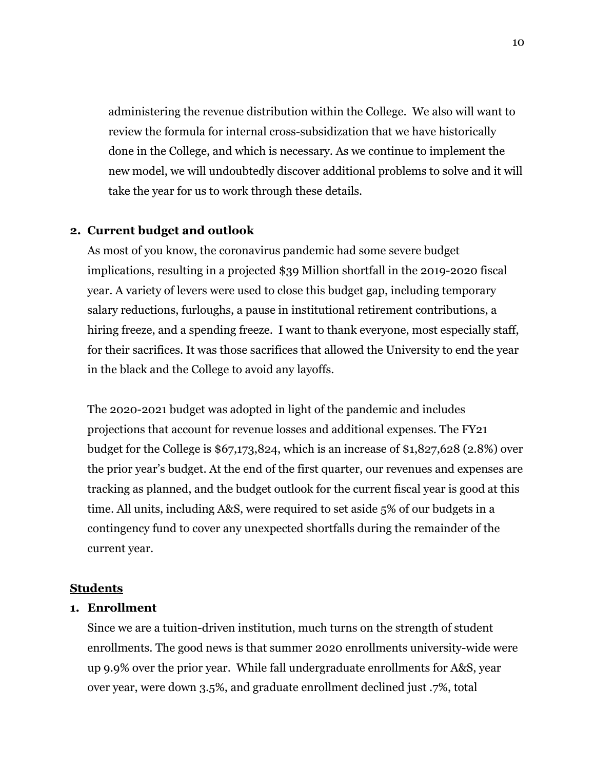administering the revenue distribution within the College. We also will want to review the formula for internal cross-subsidization that we have historically done in the College, and which is necessary. As we continue to implement the new model, we will undoubtedly discover additional problems to solve and it will take the year for us to work through these details.

**2. Current budget and outlook**

As most of you know, the coronavirus pandemic had some severe budget implications, resulting in a projected $39 Million shortfall in the 2019-2020 fiscal year. A variety of levers were used to close this budget gap, including temporary salary reductions, furloughs, a pause in institutional retirement contributions, a hiring freeze, and a spending freeze. I want to thank everyone, most especially staff, for their sacrifices. It was those sacrifices that allowed the University to end the year in the black and the College to avoid any layoffs.

The 2020-2021 budget was adopted in light of the pandemic and includes projections that account for revenue losses and additional expenses. The FY21 budget for the College is $67,173,824, which is an increase of $1,827,628 (2.8%) over the prior year's budget. At the end of the first quarter, our revenues and expenses are tracking as planned, and the budget outlook for the current fiscal year is good at this time. All units, including A&S, were required to set aside 5% of our budgets in a contingency fund to cover any unexpected shortfalls during the remainder of the current year.

## Students

**1. Enrollment**

Since we are a tuition-driven institution, much turns on the strength of student enrollments. The good news is that summer 2020 enrollments university-wide were up 9.9% over the prior year. While fall undergraduate enrollments for A&S, year over year, were down 3.5%, and graduate enrollment declined just .7%, total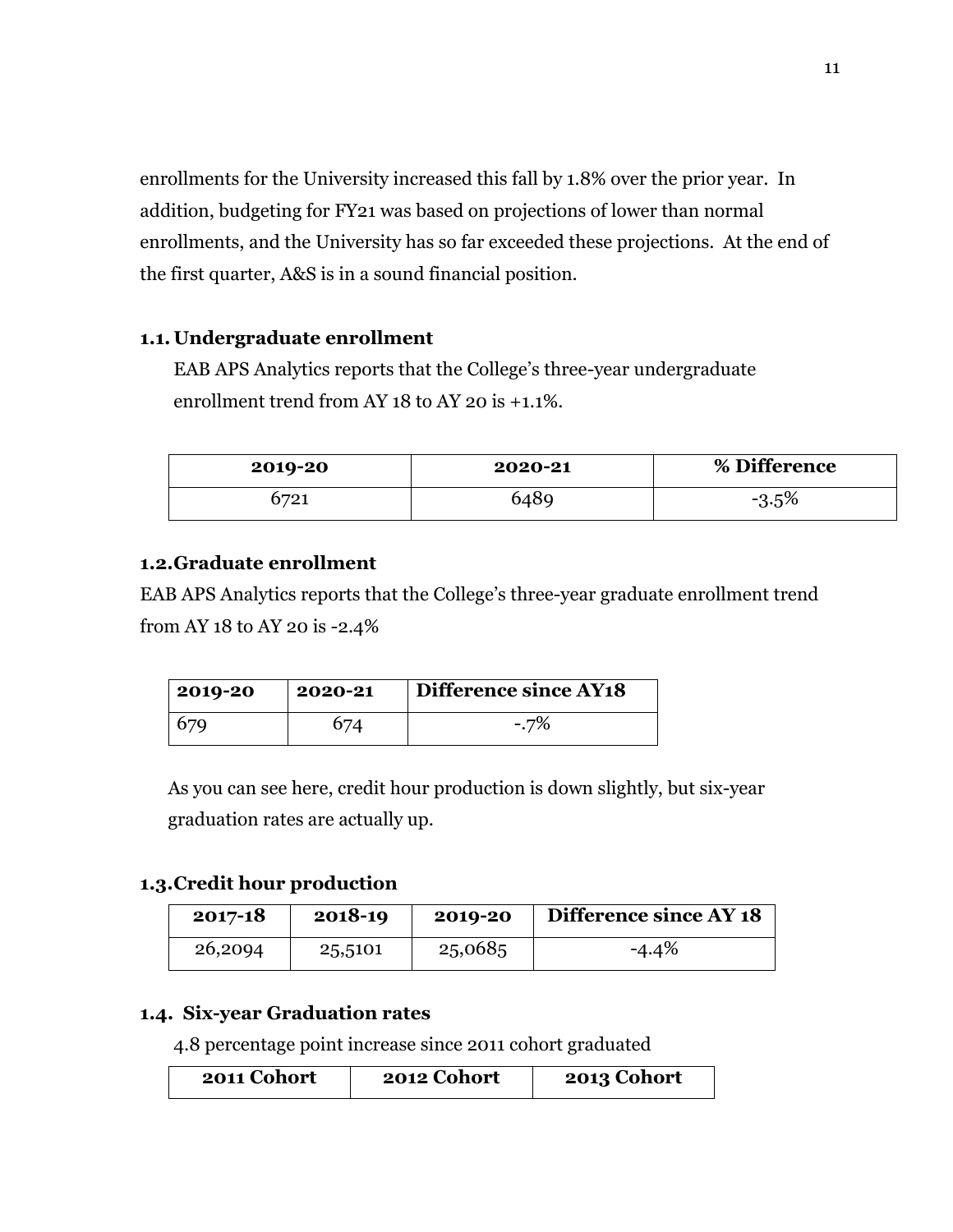enrollments for the University increased this fall by 1.8% over the prior year. In addition, budgeting for FY21 was based on projections of lower than normal enrollments, and the University has so far exceeded these projections. At the end of the first quarter, A&S is in a sound financial position.

### 1.1. Undergraduate enrollment

EAB APS Analytics reports that the College's three-year undergraduate enrollment trend from AY 18 to AY 20 is +1.1%.

| 2019-20 | 2020-21 | % Difference |
|---|---|---|
| 6721 | 6489 | -3.5% |

### 1.2. Graduate enrollment

EAB APS Analytics reports that the College's three-year graduate enrollment trend from AY 18 to AY 20 is -2.4%

| 2019-20 | 2020-21 | Difference since AY18 |
|---|---|---|
| 679 | 674 | -.7% |

As you can see here, credit hour production is down slightly, but six-year graduation rates are actually up.

### 1.3. Credit hour production

| 2017-18 | 2018-19 | 2019-20 | Difference since AY 18 |
|---|---|---|---|
| 26,2094 | 25,5101 | 25,0685 | -4.4% |

### 1.4. Six-year Graduation rates

4.8 percentage point increase since 2011 cohort graduated

| 2011 Cohort | 2012 Cohort | 2013 Cohort |
|---|---|---|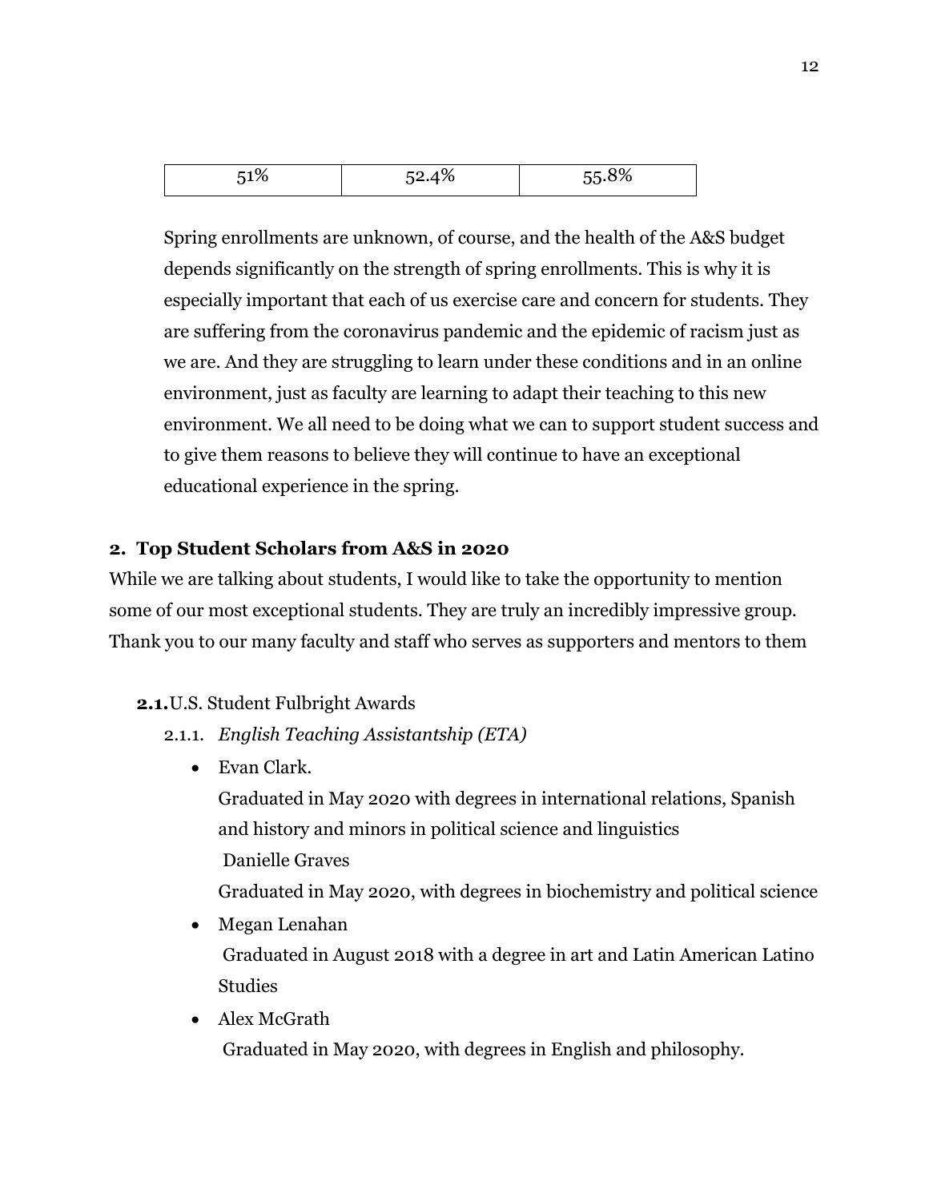| 51% | 52.4% | 55.8% |
|---|---|---|

Spring enrollments are unknown, of course, and the health of the A&S budget depends significantly on the strength of spring enrollments. This is why it is especially important that each of us exercise care and concern for students. They are suffering from the coronavirus pandemic and the epidemic of racism just as we are. And they are struggling to learn under these conditions and in an online environment, just as faculty are learning to adapt their teaching to this new environment. We all need to be doing what we can to support student success and to give them reasons to believe they will continue to have an exceptional educational experience in the spring.

## 2. Top Student Scholars from A&S in 2020

While we are talking about students, I would like to take the opportunity to mention some of our most exceptional students. They are truly an incredibly impressive group. Thank you to our many faculty and staff who serves as supporters and mentors to them

**2.1.** U.S. Student Fulbright Awards

2.1.1. *English Teaching Assistantship (ETA)*

- Evan Clark.
  Graduated in May 2020 with degrees in international relations, Spanish and history and minors in political science and linguistics
  Danielle Graves
  Graduated in May 2020, with degrees in biochemistry and political science
- Megan Lenahan
  Graduated in August 2018 with a degree in art and Latin American Latino Studies
- Alex McGrath
  Graduated in May 2020, with degrees in English and philosophy.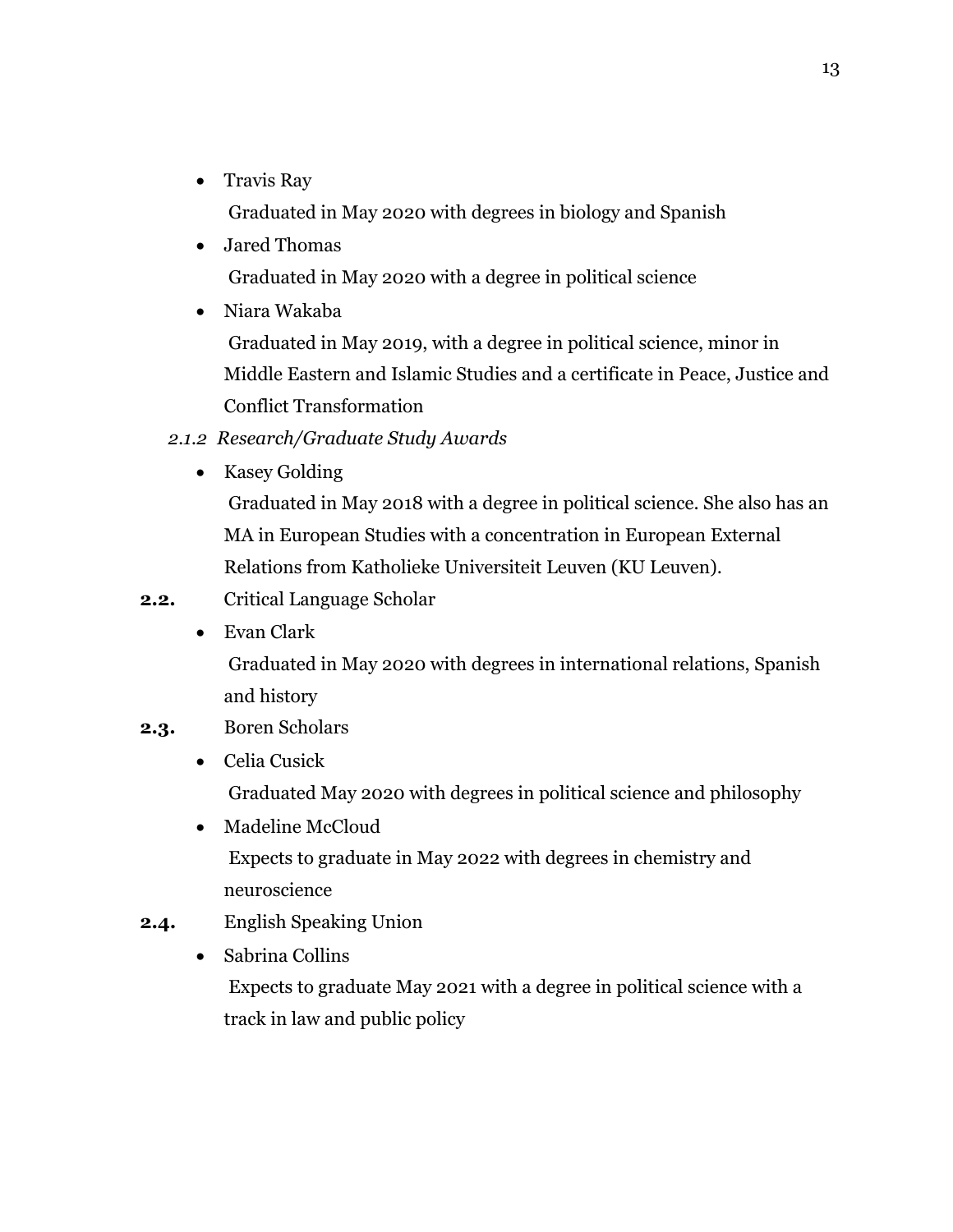- Travis Ray
  Graduated in May 2020 with degrees in biology and Spanish
- Jared Thomas
  Graduated in May 2020 with a degree in political science
- Niara Wakaba
  Graduated in May 2019, with a degree in political science, minor in Middle Eastern and Islamic Studies and a certificate in Peace, Justice and Conflict Transformation

*2.1.2 Research/Graduate Study Awards*

- Kasey Golding
  Graduated in May 2018 with a degree in political science. She also has an MA in European Studies with a concentration in European External Relations from Katholieke Universiteit Leuven (KU Leuven).

**2.2.** Critical Language Scholar

- Evan Clark
  Graduated in May 2020 with degrees in international relations, Spanish and history

**2.3.** Boren Scholars

- Celia Cusick
  Graduated May 2020 with degrees in political science and philosophy
- Madeline McCloud
  Expects to graduate in May 2022 with degrees in chemistry and neuroscience

**2.4.** English Speaking Union

- Sabrina Collins
  Expects to graduate May 2021 with a degree in political science with a track in law and public policy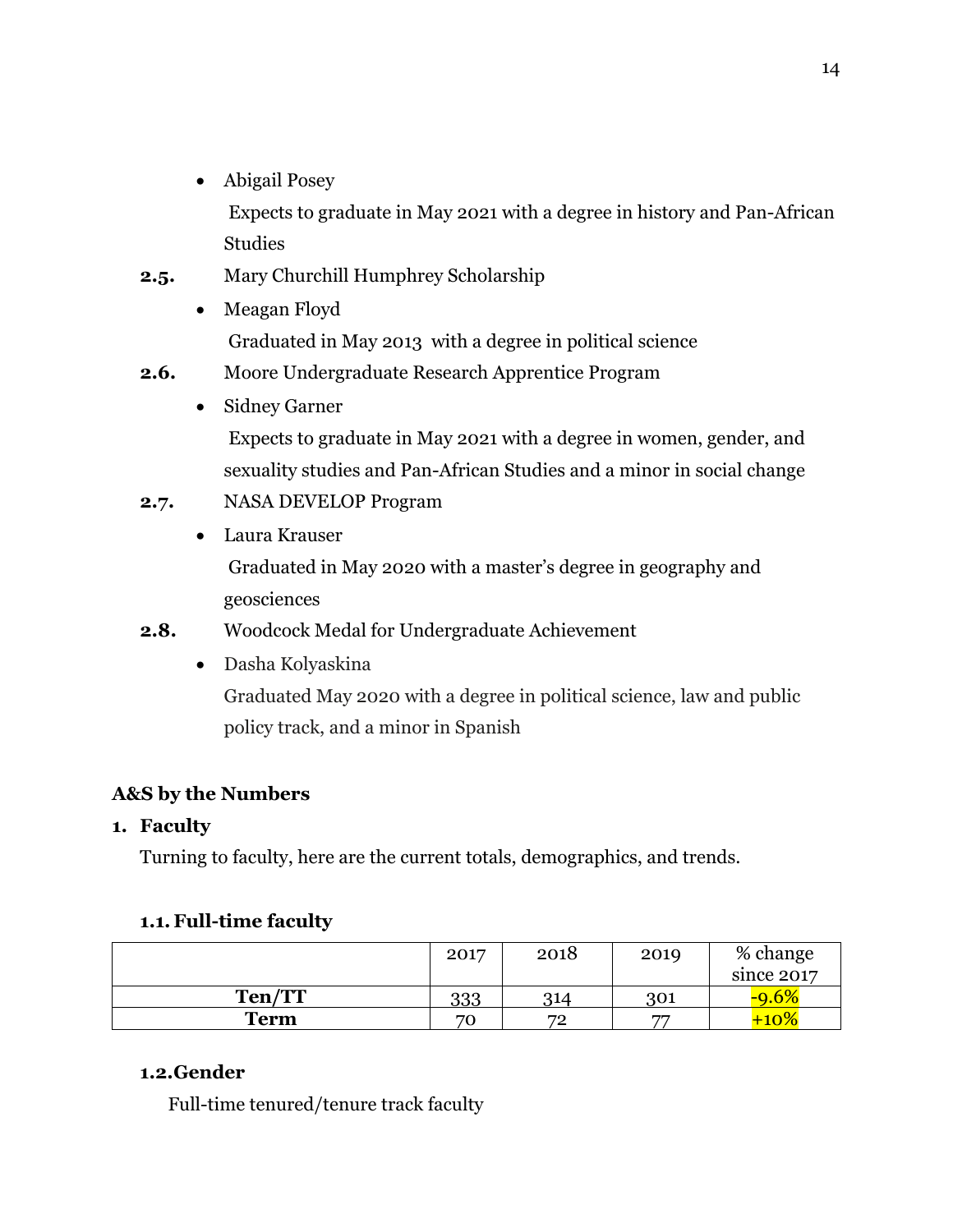- Abigail Posey
  Expects to graduate in May 2021 with a degree in history and Pan-African Studies

**2.5.** Mary Churchill Humphrey Scholarship

- Meagan Floyd
  Graduated in May 2013 with a degree in political science

**2.6.** Moore Undergraduate Research Apprentice Program

- Sidney Garner
  Expects to graduate in May 2021 with a degree in women, gender, and sexuality studies and Pan-African Studies and a minor in social change

**2.7.** NASA DEVELOP Program

- Laura Krauser
  Graduated in May 2020 with a master's degree in geography and geosciences

**2.8.** Woodcock Medal for Undergraduate Achievement

- Dasha Kolyaskina
  Graduated May 2020 with a degree in political science, law and public policy track, and a minor in Spanish

## A&S by the Numbers

### 1. Faculty

Turning to faculty, here are the current totals, demographics, and trends.

#### 1.1. Full-time faculty

| | 2017 | 2018 | 2019 | % change since 2017 |
|---|---|---|---|---|
| **Ten/TT** | 333 | 314 | 301 | -9.6% |
| **Term** | 70 | 72 | 77 | +10% |

#### 1.2. Gender

Full-time tenured/tenure track faculty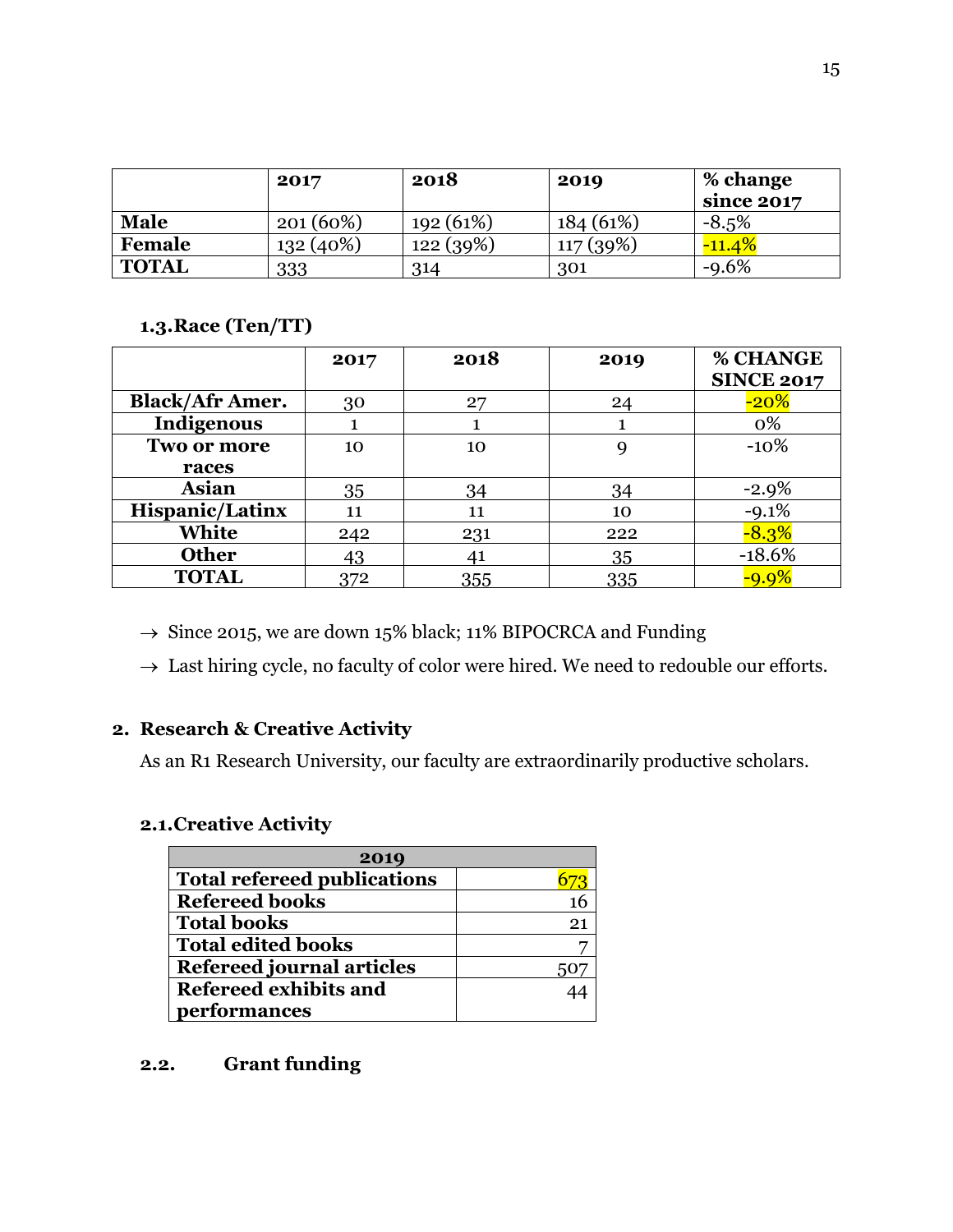| | 2017 | 2018 | 2019 | % change since 2017 |
|---|---|---|---|---|
| **Male** | 201 (60%) | 192 (61%) | 184 (61%) | -8.5% |
| **Female** | 132 (40%) | 122 (39%) | 117 (39%) | -11.4% |
| **TOTAL** | 333 | 314 | 301 | -9.6% |

### 1.3. Race (Ten/TT)

| | 2017 | 2018 | 2019 | % CHANGE SINCE 2017 |
|---|---|---|---|---|
| **Black/Afr Amer.** | 30 | 27 | 24 | -20% |
| **Indigenous** | 1 | 1 | 1 | 0% |
| **Two or more races** | 10 | 10 | 9 | -10% |
| **Asian** | 35 | 34 | 34 | -2.9% |
| **Hispanic/Latinx** | 11 | 11 | 10 | -9.1% |
| **White** | 242 | 231 | 222 | -8.3% |
| **Other** | 43 | 41 | 35 | -18.6% |
| **TOTAL** | 372 | 355 | 335 | -9.9% |

- → Since 2015, we are down 15% black; 11% BIPOCRCA and Funding
- → Last hiring cycle, no faculty of color were hired. We need to redouble our efforts.

## 2. Research & Creative Activity

As an R1 Research University, our faculty are extraordinarily productive scholars.

### 2.1. Creative Activity

| 2019 | |
|---|---|
| **Total refereed publications** | 673 |
| **Refereed books** | 16 |
| **Total books** | 21 |
| **Total edited books** | 7 |
| **Refereed journal articles** | 507 |
| **Refereed exhibits and performances** | 44 |

### 2.2. Grant funding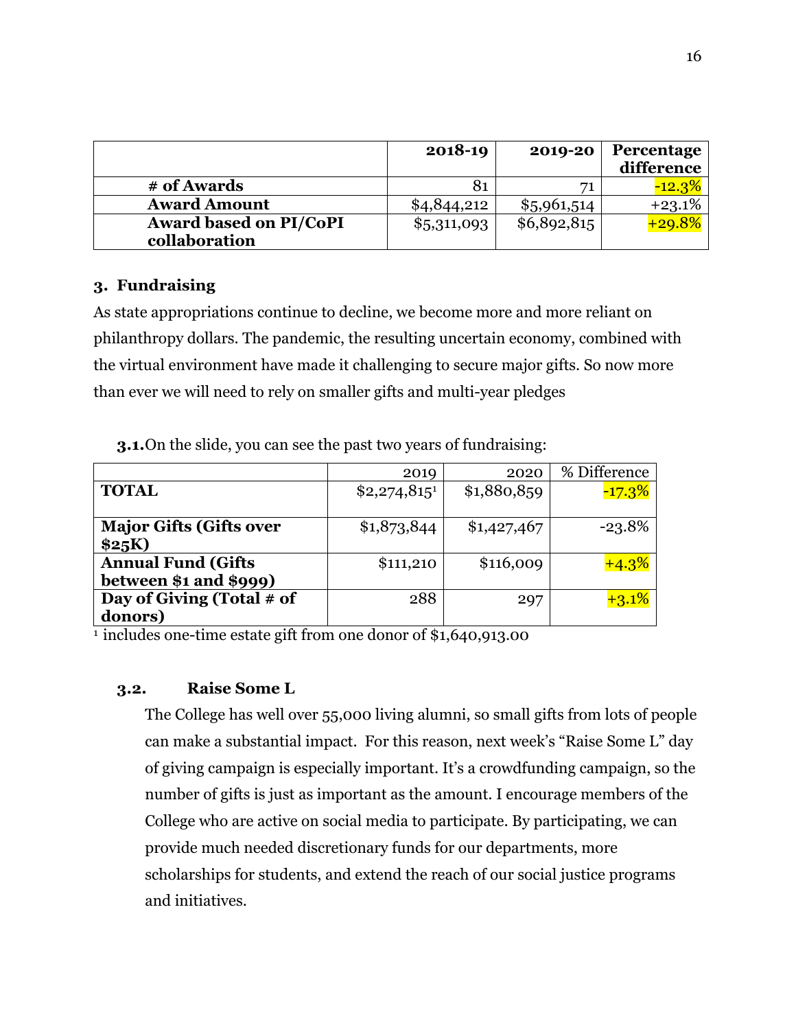| | 2018-19 | 2019-20 | Percentage difference |
|---|---|---|---|
| **# of Awards** | 81 | 71 | -12.3% |
| **Award Amount** | $4,844,212 | $5,961,514 | +23.1% |
| **Award based on PI/CoPI collaboration** | $5,311,093 | $6,892,815 | +29.8% |

### 3. Fundraising

As state appropriations continue to decline, we become more and more reliant on philanthropy dollars. The pandemic, the resulting uncertain economy, combined with the virtual environment have made it challenging to secure major gifts. So now more than ever we will need to rely on smaller gifts and multi-year pledges

**3.1.** On the slide, you can see the past two years of fundraising:

| | 2019 | 2020 | % Difference |
|---|---|---|---|
| **TOTAL** | $2,274,815[1] | $1,880,859 | -17.3% |
| **Major Gifts (Gifts over $25K)** | $1,873,844 | $1,427,467 | -23.8% |
| **Annual Fund (Gifts between $1 and $999)** | $111,210 | $116,009 | +4.3% |
| **Day of Giving (Total # of donors)** | 288 | 297 | +3.1% |

[1] includes one-time estate gift from one donor of $1,640,913.00

#### 3.2. Raise Some L

The College has well over 55,000 living alumni, so small gifts from lots of people can make a substantial impact. For this reason, next week's "Raise Some L" day of giving campaign is especially important. It's a crowdfunding campaign, so the number of gifts is just as important as the amount. I encourage members of the College who are active on social media to participate. By participating, we can provide much needed discretionary funds for our departments, more scholarships for students, and extend the reach of our social justice programs and initiatives.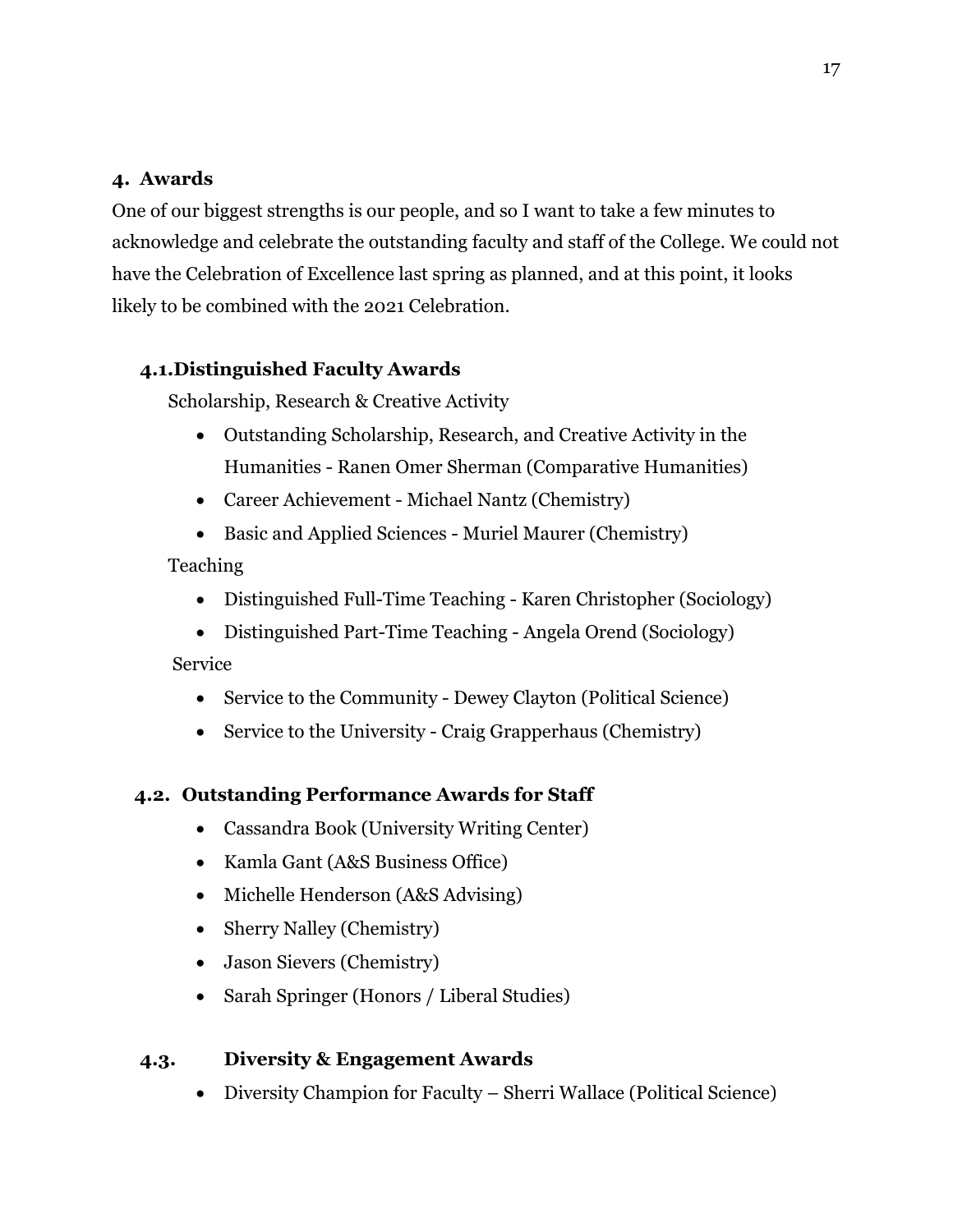## 4. Awards

One of our biggest strengths is our people, and so I want to take a few minutes to acknowledge and celebrate the outstanding faculty and staff of the College. We could not have the Celebration of Excellence last spring as planned, and at this point, it looks likely to be combined with the 2021 Celebration.

### 4.1. Distinguished Faculty Awards

Scholarship, Research & Creative Activity

- Outstanding Scholarship, Research, and Creative Activity in the Humanities - Ranen Omer Sherman (Comparative Humanities)
- Career Achievement - Michael Nantz (Chemistry)
- Basic and Applied Sciences - Muriel Maurer (Chemistry)

Teaching

- Distinguished Full-Time Teaching - Karen Christopher (Sociology)
- Distinguished Part-Time Teaching - Angela Orend (Sociology)

Service

- Service to the Community - Dewey Clayton (Political Science)
- Service to the University - Craig Grapperhaus (Chemistry)

### 4.2. Outstanding Performance Awards for Staff

- Cassandra Book (University Writing Center)
- Kamla Gant (A&S Business Office)
- Michelle Henderson (A&S Advising)
- Sherry Nalley (Chemistry)
- Jason Sievers (Chemistry)
- Sarah Springer (Honors / Liberal Studies)

### 4.3. Diversity & Engagement Awards

- Diversity Champion for Faculty – Sherri Wallace (Political Science)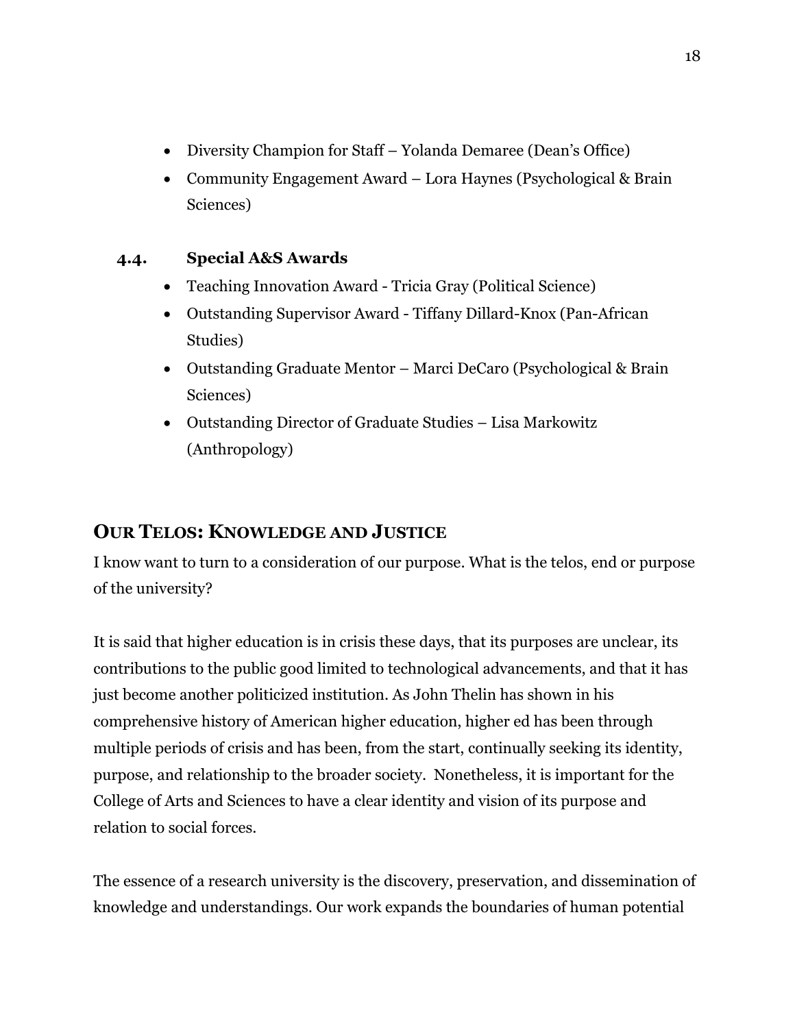- Diversity Champion for Staff – Yolanda Demaree (Dean's Office)
- Community Engagement Award – Lora Haynes (Psychological & Brain Sciences)

### 4.4. Special A&S Awards

- Teaching Innovation Award - Tricia Gray (Political Science)
- Outstanding Supervisor Award - Tiffany Dillard-Knox (Pan-African Studies)
- Outstanding Graduate Mentor – Marci DeCaro (Psychological & Brain Sciences)
- Outstanding Director of Graduate Studies – Lisa Markowitz (Anthropology)

## OUR TELOS: KNOWLEDGE AND JUSTICE

I know want to turn to a consideration of our purpose. What is the telos, end or purpose of the university?

It is said that higher education is in crisis these days, that its purposes are unclear, its contributions to the public good limited to technological advancements, and that it has just become another politicized institution. As John Thelin has shown in his comprehensive history of American higher education, higher ed has been through multiple periods of crisis and has been, from the start, continually seeking its identity, purpose, and relationship to the broader society. Nonetheless, it is important for the College of Arts and Sciences to have a clear identity and vision of its purpose and relation to social forces.

The essence of a research university is the discovery, preservation, and dissemination of knowledge and understandings. Our work expands the boundaries of human potential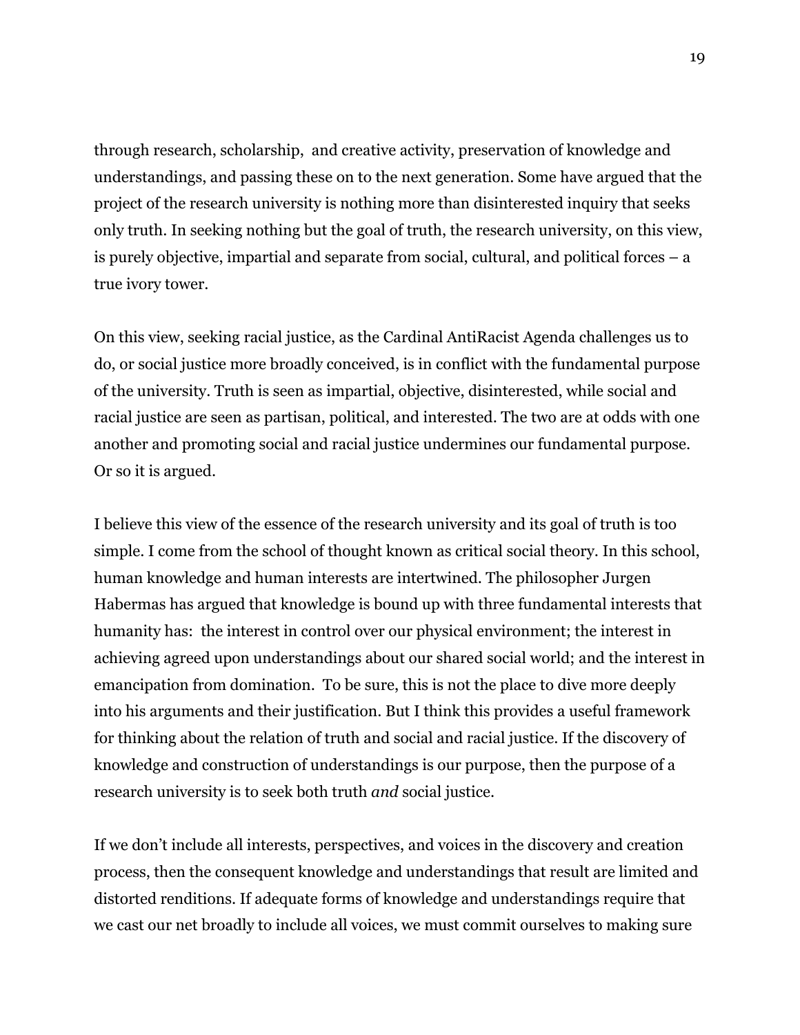through research, scholarship, and creative activity, preservation of knowledge and understandings, and passing these on to the next generation. Some have argued that the project of the research university is nothing more than disinterested inquiry that seeks only truth. In seeking nothing but the goal of truth, the research university, on this view, is purely objective, impartial and separate from social, cultural, and political forces – a true ivory tower.

On this view, seeking racial justice, as the Cardinal AntiRacist Agenda challenges us to do, or social justice more broadly conceived, is in conflict with the fundamental purpose of the university. Truth is seen as impartial, objective, disinterested, while social and racial justice are seen as partisan, political, and interested. The two are at odds with one another and promoting social and racial justice undermines our fundamental purpose. Or so it is argued.

I believe this view of the essence of the research university and its goal of truth is too simple. I come from the school of thought known as critical social theory. In this school, human knowledge and human interests are intertwined. The philosopher Jurgen Habermas has argued that knowledge is bound up with three fundamental interests that humanity has: the interest in control over our physical environment; the interest in achieving agreed upon understandings about our shared social world; and the interest in emancipation from domination. To be sure, this is not the place to dive more deeply into his arguments and their justification. But I think this provides a useful framework for thinking about the relation of truth and social and racial justice. If the discovery of knowledge and construction of understandings is our purpose, then the purpose of a research university is to seek both truth *and* social justice.

If we don't include all interests, perspectives, and voices in the discovery and creation process, then the consequent knowledge and understandings that result are limited and distorted renditions. If adequate forms of knowledge and understandings require that we cast our net broadly to include all voices, we must commit ourselves to making sure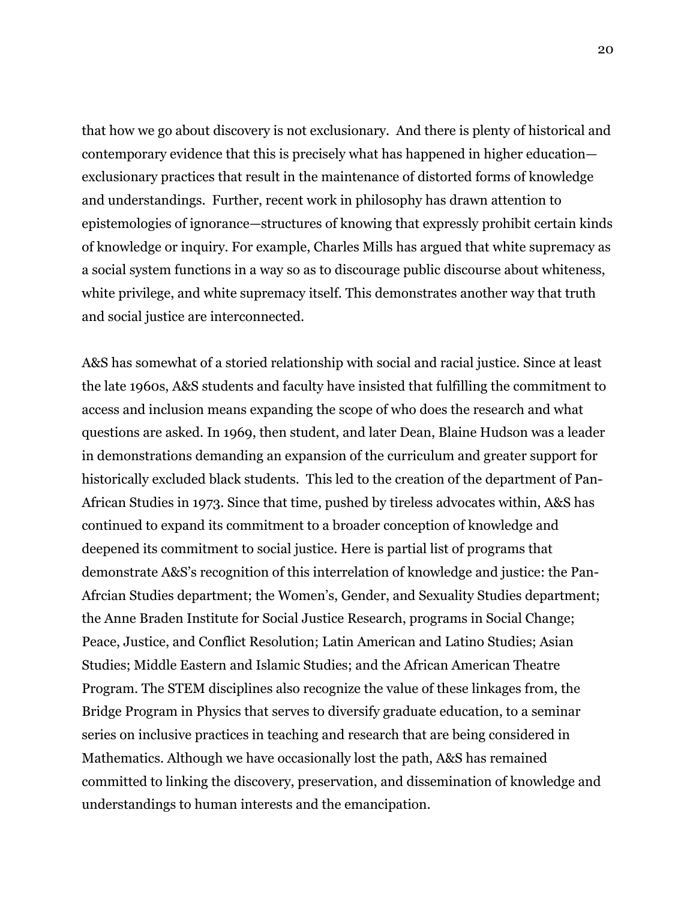that how we go about discovery is not exclusionary. And there is plenty of historical and contemporary evidence that this is precisely what has happened in higher education—exclusionary practices that result in the maintenance of distorted forms of knowledge and understandings. Further, recent work in philosophy has drawn attention to epistemologies of ignorance—structures of knowing that expressly prohibit certain kinds of knowledge or inquiry. For example, Charles Mills has argued that white supremacy as a social system functions in a way so as to discourage public discourse about whiteness, white privilege, and white supremacy itself. This demonstrates another way that truth and social justice are interconnected.

A&S has somewhat of a storied relationship with social and racial justice. Since at least the late 1960s, A&S students and faculty have insisted that fulfilling the commitment to access and inclusion means expanding the scope of who does the research and what questions are asked. In 1969, then student, and later Dean, Blaine Hudson was a leader in demonstrations demanding an expansion of the curriculum and greater support for historically excluded black students. This led to the creation of the department of Pan-African Studies in 1973. Since that time, pushed by tireless advocates within, A&S has continued to expand its commitment to a broader conception of knowledge and deepened its commitment to social justice. Here is partial list of programs that demonstrate A&S's recognition of this interrelation of knowledge and justice: the Pan-Afrcian Studies department; the Women's, Gender, and Sexuality Studies department; the Anne Braden Institute for Social Justice Research, programs in Social Change; Peace, Justice, and Conflict Resolution; Latin American and Latino Studies; Asian Studies; Middle Eastern and Islamic Studies; and the African American Theatre Program. The STEM disciplines also recognize the value of these linkages from, the Bridge Program in Physics that serves to diversify graduate education, to a seminar series on inclusive practices in teaching and research that are being considered in Mathematics. Although we have occasionally lost the path, A&S has remained committed to linking the discovery, preservation, and dissemination of knowledge and understandings to human interests and the emancipation.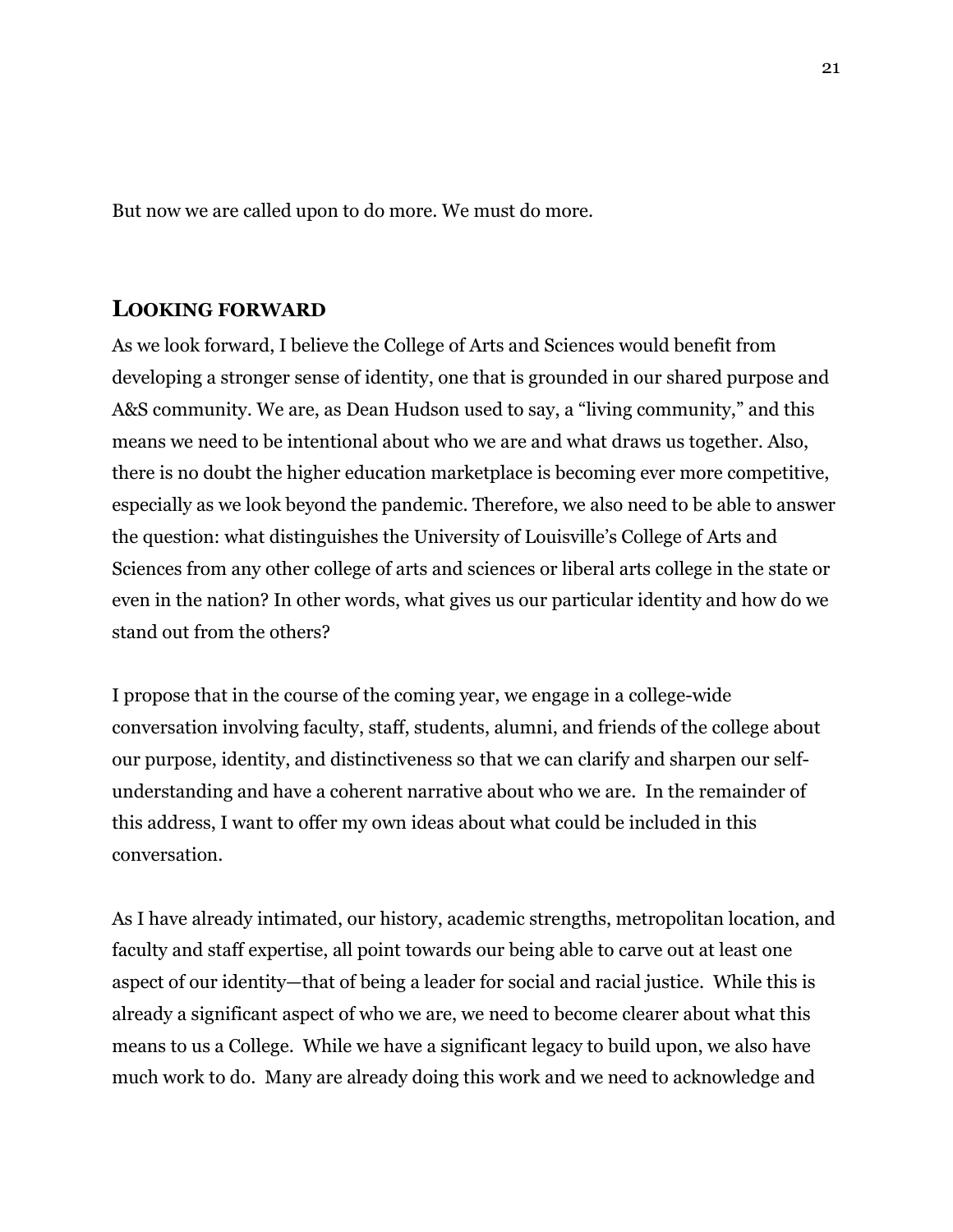But now we are called upon to do more. We must do more.

## LOOKING FORWARD

As we look forward, I believe the College of Arts and Sciences would benefit from developing a stronger sense of identity, one that is grounded in our shared purpose and A&S community. We are, as Dean Hudson used to say, a "living community," and this means we need to be intentional about who we are and what draws us together. Also, there is no doubt the higher education marketplace is becoming ever more competitive, especially as we look beyond the pandemic. Therefore, we also need to be able to answer the question: what distinguishes the University of Louisville's College of Arts and Sciences from any other college of arts and sciences or liberal arts college in the state or even in the nation? In other words, what gives us our particular identity and how do we stand out from the others?

I propose that in the course of the coming year, we engage in a college-wide conversation involving faculty, staff, students, alumni, and friends of the college about our purpose, identity, and distinctiveness so that we can clarify and sharpen our self-understanding and have a coherent narrative about who we are. In the remainder of this address, I want to offer my own ideas about what could be included in this conversation.

As I have already intimated, our history, academic strengths, metropolitan location, and faculty and staff expertise, all point towards our being able to carve out at least one aspect of our identity—that of being a leader for social and racial justice. While this is already a significant aspect of who we are, we need to become clearer about what this means to us a College. While we have a significant legacy to build upon, we also have much work to do. Many are already doing this work and we need to acknowledge and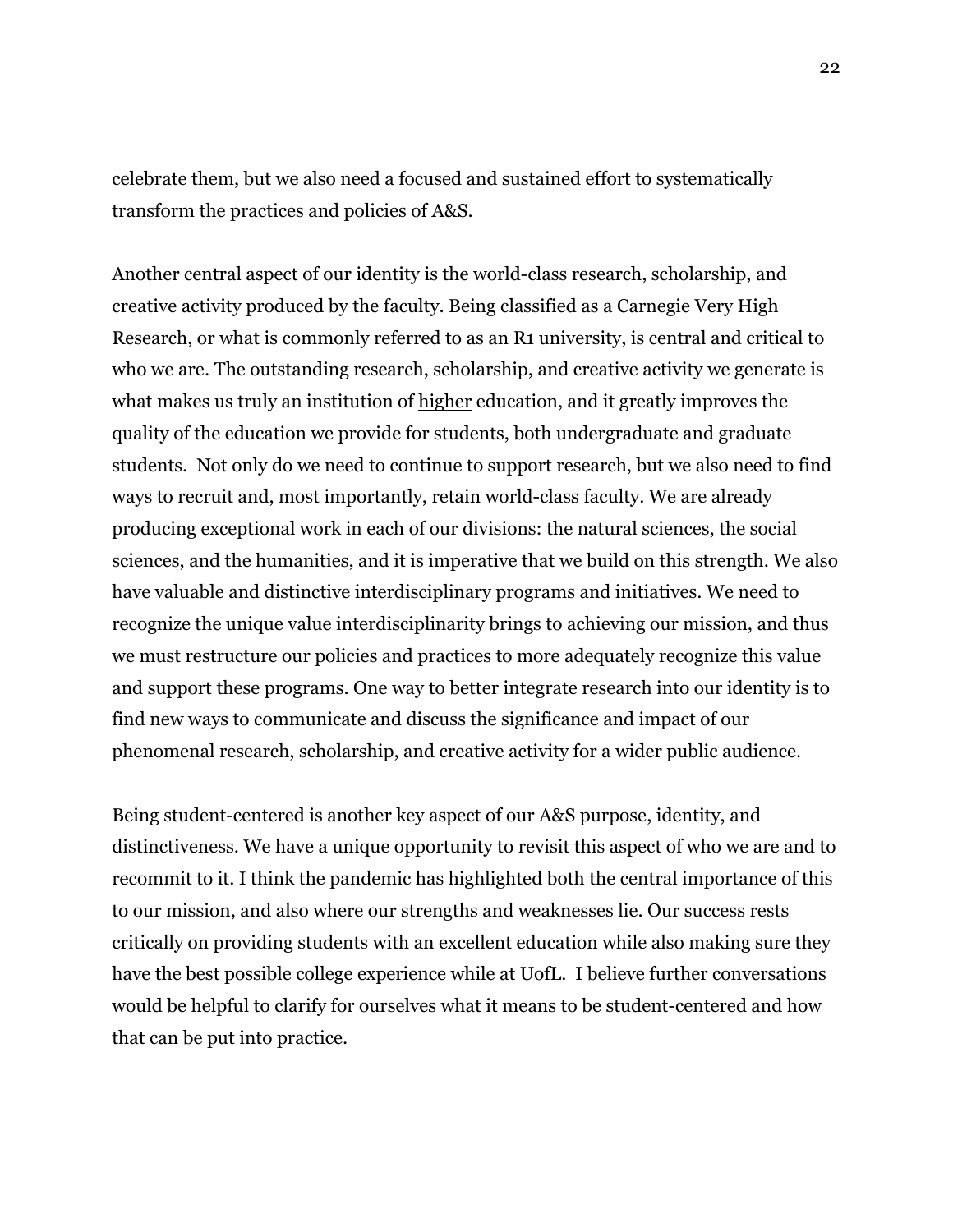celebrate them, but we also need a focused and sustained effort to systematically transform the practices and policies of A&S.

Another central aspect of our identity is the world-class research, scholarship, and creative activity produced by the faculty. Being classified as a Carnegie Very High Research, or what is commonly referred to as an R1 university, is central and critical to who we are. The outstanding research, scholarship, and creative activity we generate is what makes us truly an institution of <u>higher</u> education, and it greatly improves the quality of the education we provide for students, both undergraduate and graduate students. Not only do we need to continue to support research, but we also need to find ways to recruit and, most importantly, retain world-class faculty. We are already producing exceptional work in each of our divisions: the natural sciences, the social sciences, and the humanities, and it is imperative that we build on this strength. We also have valuable and distinctive interdisciplinary programs and initiatives. We need to recognize the unique value interdisciplinarity brings to achieving our mission, and thus we must restructure our policies and practices to more adequately recognize this value and support these programs. One way to better integrate research into our identity is to find new ways to communicate and discuss the significance and impact of our phenomenal research, scholarship, and creative activity for a wider public audience.

Being student-centered is another key aspect of our A&S purpose, identity, and distinctiveness. We have a unique opportunity to revisit this aspect of who we are and to recommit to it. I think the pandemic has highlighted both the central importance of this to our mission, and also where our strengths and weaknesses lie. Our success rests critically on providing students with an excellent education while also making sure they have the best possible college experience while at UofL. I believe further conversations would be helpful to clarify for ourselves what it means to be student-centered and how that can be put into practice.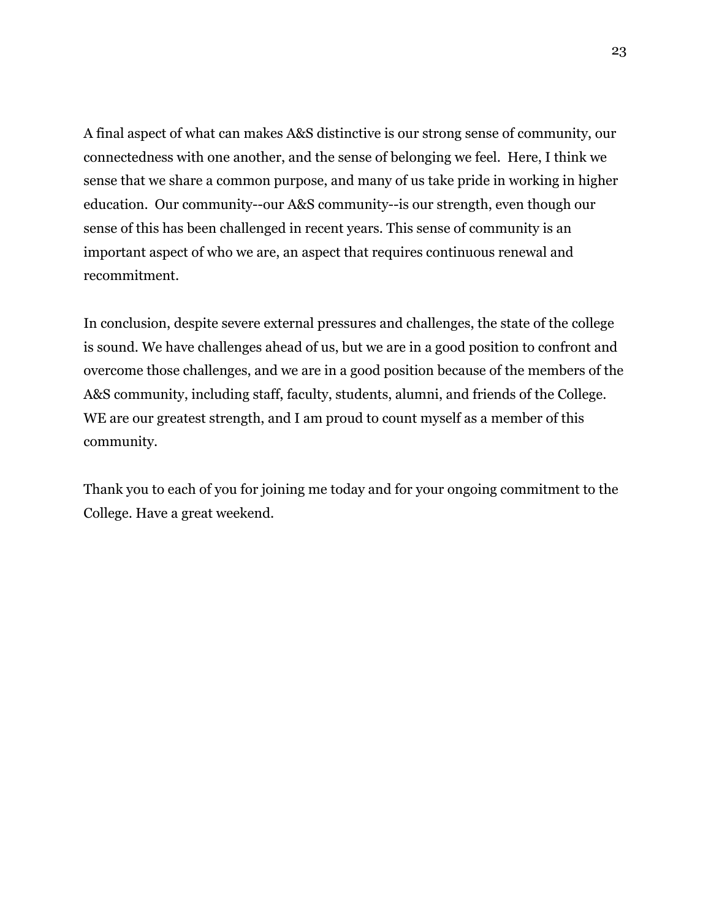A final aspect of what can makes A&S distinctive is our strong sense of community, our connectedness with one another, and the sense of belonging we feel. Here, I think we sense that we share a common purpose, and many of us take pride in working in higher education. Our community--our A&S community--is our strength, even though our sense of this has been challenged in recent years. This sense of community is an important aspect of who we are, an aspect that requires continuous renewal and recommitment.

In conclusion, despite severe external pressures and challenges, the state of the college is sound. We have challenges ahead of us, but we are in a good position to confront and overcome those challenges, and we are in a good position because of the members of the A&S community, including staff, faculty, students, alumni, and friends of the College. WE are our greatest strength, and I am proud to count myself as a member of this community.

Thank you to each of you for joining me today and for your ongoing commitment to the College. Have a great weekend.